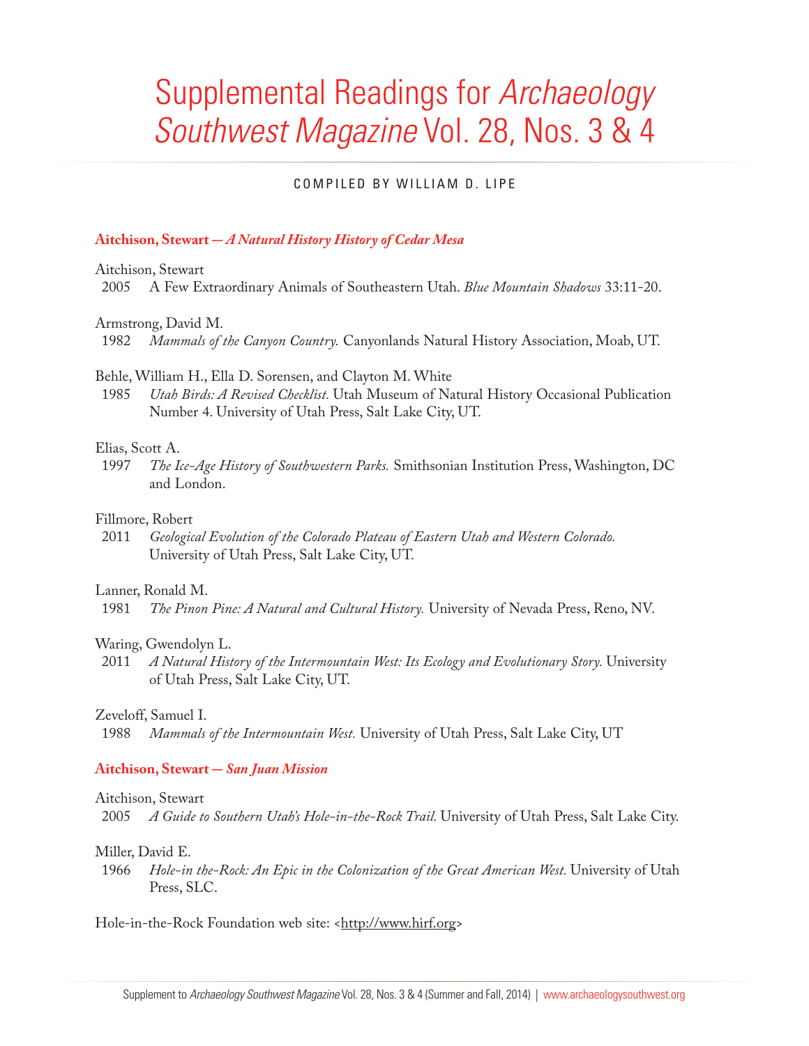# Supplemental Readings for *Archaeology Southwest Magazine* Vol. 28, Nos. 3 & 4

COMPILED BY WILLIAM D. LIPE

### **Aitchison, Stewart —** ***A Natural History History of Cedar Mesa***

Aitchison, Stewart
2005 A Few Extraordinary Animals of Southeastern Utah. *Blue Mountain Shadows* 33:11-20.

Armstrong, David M.
1982 *Mammals of the Canyon Country.* Canyonlands Natural History Association, Moab, UT.

Behle, William H., Ella D. Sorensen, and Clayton M. White
1985 *Utah Birds: A Revised Checklist.* Utah Museum of Natural History Occasional Publication Number 4. University of Utah Press, Salt Lake City, UT.

Elias, Scott A.
1997 *The Ice-Age History of Southwestern Parks.* Smithsonian Institution Press, Washington, DC and London.

Fillmore, Robert
2011 *Geological Evolution of the Colorado Plateau of Eastern Utah and Western Colorado.* University of Utah Press, Salt Lake City, UT.

Lanner, Ronald M.
1981 *The Pinon Pine: A Natural and Cultural History.* University of Nevada Press, Reno, NV.

Waring, Gwendolyn L.
2011 *A Natural History of the Intermountain West: Its Ecology and Evolutionary Story.* University of Utah Press, Salt Lake City, UT.

Zeveloff, Samuel I.
1988 *Mammals of the Intermountain West.* University of Utah Press, Salt Lake City, UT

### **Aitchison, Stewart —** ***San Juan Mission***

Aitchison, Stewart
2005 *A Guide to Southern Utah's Hole-in-the-Rock Trail.* University of Utah Press, Salt Lake City.

Miller, David E.
1966 *Hole-in the-Rock: An Epic in the Colonization of the Great American West.* University of Utah Press, SLC.

Hole-in-the-Rock Foundation web site: <http://www.hirf.org>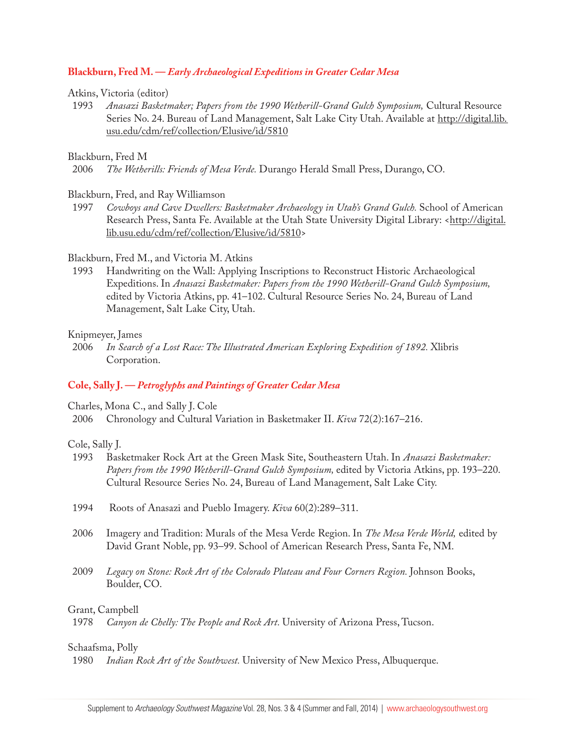### **Blackburn, Fred M. — *Early Archaeological Expeditions in Greater Cedar Mesa***

Atkins, Victoria (editor)

1993 *Anasazi Basketmaker; Papers from the 1990 Wetherill-Grand Gulch Symposium,* Cultural Resource Series No. 24. Bureau of Land Management, Salt Lake City Utah. Available at http://digital.lib.usu.edu/cdm/ref/collection/Elusive/id/5810

Blackburn, Fred M

2006 *The Wetherills: Friends of Mesa Verde.* Durango Herald Small Press, Durango, CO.

Blackburn, Fred, and Ray Williamson

1997 *Cowboys and Cave Dwellers: Basketmaker Archaeology in Utah's Grand Gulch.* School of American Research Press, Santa Fe. Available at the Utah State University Digital Library: <http://digital.lib.usu.edu/cdm/ref/collection/Elusive/id/5810>

Blackburn, Fred M., and Victoria M. Atkins

1993 Handwriting on the Wall: Applying Inscriptions to Reconstruct Historic Archaeological Expeditions. In *Anasazi Basketmaker: Papers from the 1990 Wetherill-Grand Gulch Symposium,* edited by Victoria Atkins, pp. 41–102. Cultural Resource Series No. 24, Bureau of Land Management, Salt Lake City, Utah.

Knipmeyer, James

2006 *In Search of a Lost Race: The Illustrated American Exploring Expedition of 1892.* Xlibris Corporation.

### **Cole, Sally J. — *Petroglyphs and Paintings of Greater Cedar Mesa***

Charles, Mona C., and Sally J. Cole

2006 Chronology and Cultural Variation in Basketmaker II. *Kiva* 72(2):167–216.

Cole, Sally J.

1993 Basketmaker Rock Art at the Green Mask Site, Southeastern Utah. In *Anasazi Basketmaker: Papers from the 1990 Wetherill-Grand Gulch Symposium,* edited by Victoria Atkins, pp. 193–220. Cultural Resource Series No. 24, Bureau of Land Management, Salt Lake City.

1994 Roots of Anasazi and Pueblo Imagery. *Kiva* 60(2):289–311.

2006 Imagery and Tradition: Murals of the Mesa Verde Region. In *The Mesa Verde World,* edited by David Grant Noble, pp. 93–99. School of American Research Press, Santa Fe, NM.

2009 *Legacy on Stone: Rock Art of the Colorado Plateau and Four Corners Region.* Johnson Books, Boulder, CO.

Grant, Campbell

1978 *Canyon de Chelly: The People and Rock Art.* University of Arizona Press, Tucson.

Schaafsma, Polly

1980 *Indian Rock Art of the Southwest.* University of New Mexico Press, Albuquerque.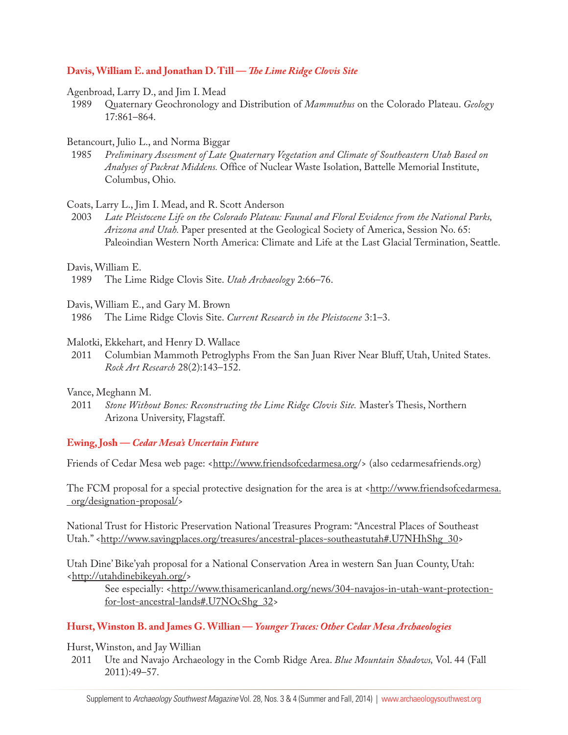### **Davis, William E. and Jonathan D. Till — *The Lime Ridge Clovis Site***

Agenbroad, Larry D., and Jim I. Mead
1989 Quaternary Geochronology and Distribution of *Mammuthus* on the Colorado Plateau. *Geology* 17:861–864.

Betancourt, Julio L., and Norma Biggar
1985 *Preliminary Assessment of Late Quaternary Vegetation and Climate of Southeastern Utah Based on Analyses of Packrat Middens.* Office of Nuclear Waste Isolation, Battelle Memorial Institute, Columbus, Ohio.

Coats, Larry L., Jim I. Mead, and R. Scott Anderson
2003 *Late Pleistocene Life on the Colorado Plateau: Faunal and Floral Evidence from the National Parks, Arizona and Utah.* Paper presented at the Geological Society of America, Session No. 65: Paleoindian Western North America: Climate and Life at the Last Glacial Termination, Seattle.

Davis, William E.
1989 The Lime Ridge Clovis Site. *Utah Archaeology* 2:66–76.

Davis, William E., and Gary M. Brown
1986 The Lime Ridge Clovis Site. *Current Research in the Pleistocene* 3:1–3.

Malotki, Ekkehart, and Henry D. Wallace
2011 Columbian Mammoth Petroglyphs From the San Juan River Near Bluff, Utah, United States. *Rock Art Research* 28(2):143–152.

Vance, Meghann M.
2011 *Stone Without Bones: Reconstructing the Lime Ridge Clovis Site.* Master's Thesis, Northern Arizona University, Flagstaff.

### **Ewing, Josh — *Cedar Mesa's Uncertain Future***

Friends of Cedar Mesa web page: <http://www.friendsofcedarmesa.org/> (also cedarmesafriends.org)

The FCM proposal for a special protective designation for the area is at <http://www.friendsofcedarmesa.org/designation-proposal/>

National Trust for Historic Preservation National Treasures Program: "Ancestral Places of Southeast Utah." <http://www.savingplaces.org/treasures/ancestral-places-southeastutah#.U7NHhShg_30>

Utah Dine' Bike'yah proposal for a National Conservation Area in western San Juan County, Utah: <http://utahdinebikeyah.org/>

See especially: <http://www.thisamericanland.org/news/304-navajos-in-utah-want-protection-for-lost-ancestral-lands#.U7NOcShg_32>

### **Hurst, Winston B. and James G. Willian — *Younger Traces: Other Cedar Mesa Archaeologies***

Hurst, Winston, and Jay Willian
2011 Ute and Navajo Archaeology in the Comb Ridge Area. *Blue Mountain Shadows,* Vol. 44 (Fall 2011):49–57.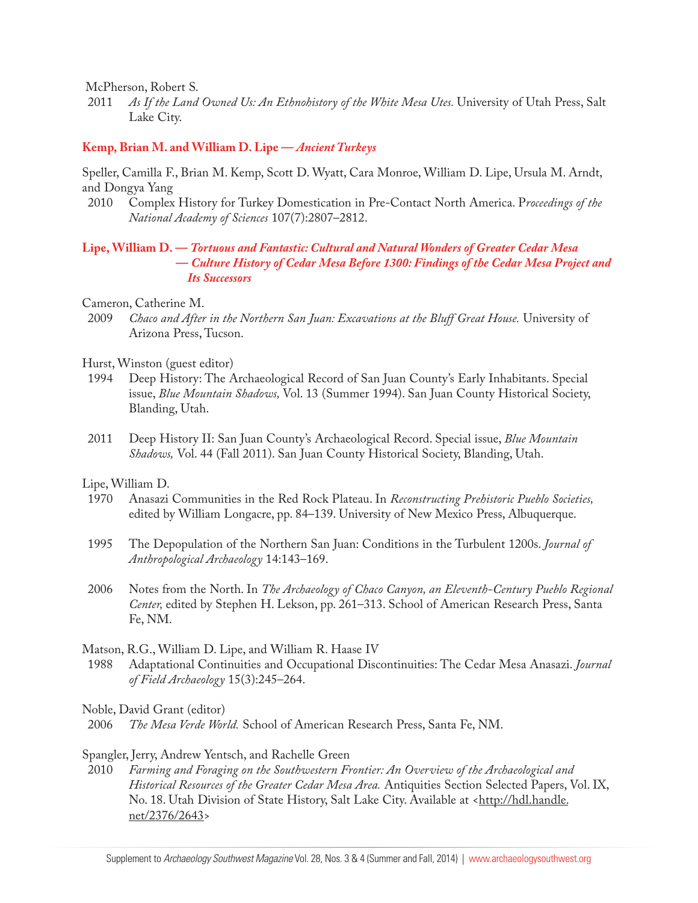McPherson, Robert S.

2011 *As If the Land Owned Us: An Ethnohistory of the White Mesa Utes.* University of Utah Press, Salt Lake City.

**Kemp, Brian M. and William D. Lipe — *Ancient Turkeys***

Speller, Camilla F., Brian M. Kemp, Scott D. Wyatt, Cara Monroe, William D. Lipe, Ursula M. Arndt, and Dongya Yang

2010 Complex History for Turkey Domestication in Pre-Contact North America. P*roceedings of the National Academy of Sciences* 107(7):2807–2812.

**Lipe, William D. — *Tortuous and Fantastic: Cultural and Natural Wonders of Greater Cedar Mesa***
**— *Culture History of Cedar Mesa Before 1300: Findings of the Cedar Mesa Project and Its Successors***

Cameron, Catherine M.

2009 *Chaco and After in the Northern San Juan: Excavations at the Bluff Great House.* University of Arizona Press, Tucson.

Hurst, Winston (guest editor)

1994 Deep History: The Archaeological Record of San Juan County's Early Inhabitants. Special issue, *Blue Mountain Shadows,* Vol. 13 (Summer 1994). San Juan County Historical Society, Blanding, Utah.

2011 Deep History II: San Juan County's Archaeological Record. Special issue, *Blue Mountain Shadows,* Vol. 44 (Fall 2011). San Juan County Historical Society, Blanding, Utah.

Lipe, William D.

1970 Anasazi Communities in the Red Rock Plateau. In *Reconstructing Prehistoric Pueblo Societies,* edited by William Longacre, pp. 84–139. University of New Mexico Press, Albuquerque.

1995 The Depopulation of the Northern San Juan: Conditions in the Turbulent 1200s. *Journal of Anthropological Archaeology* 14:143–169.

2006 Notes from the North. In *The Archaeology of Chaco Canyon, an Eleventh-Century Pueblo Regional Center,* edited by Stephen H. Lekson, pp. 261–313. School of American Research Press, Santa Fe, NM.

Matson, R.G., William D. Lipe, and William R. Haase IV

1988 Adaptational Continuities and Occupational Discontinuities: The Cedar Mesa Anasazi. *Journal of Field Archaeology* 15(3):245–264.

Noble, David Grant (editor)

2006 *The Mesa Verde World.* School of American Research Press, Santa Fe, NM.

Spangler, Jerry, Andrew Yentsch, and Rachelle Green

2010 *Farming and Foraging on the Southwestern Frontier: An Overview of the Archaeological and Historical Resources of the Greater Cedar Mesa Area.* Antiquities Section Selected Papers, Vol. IX, No. 18. Utah Division of State History, Salt Lake City. Available at <http://hdl.handle.net/2376/2643>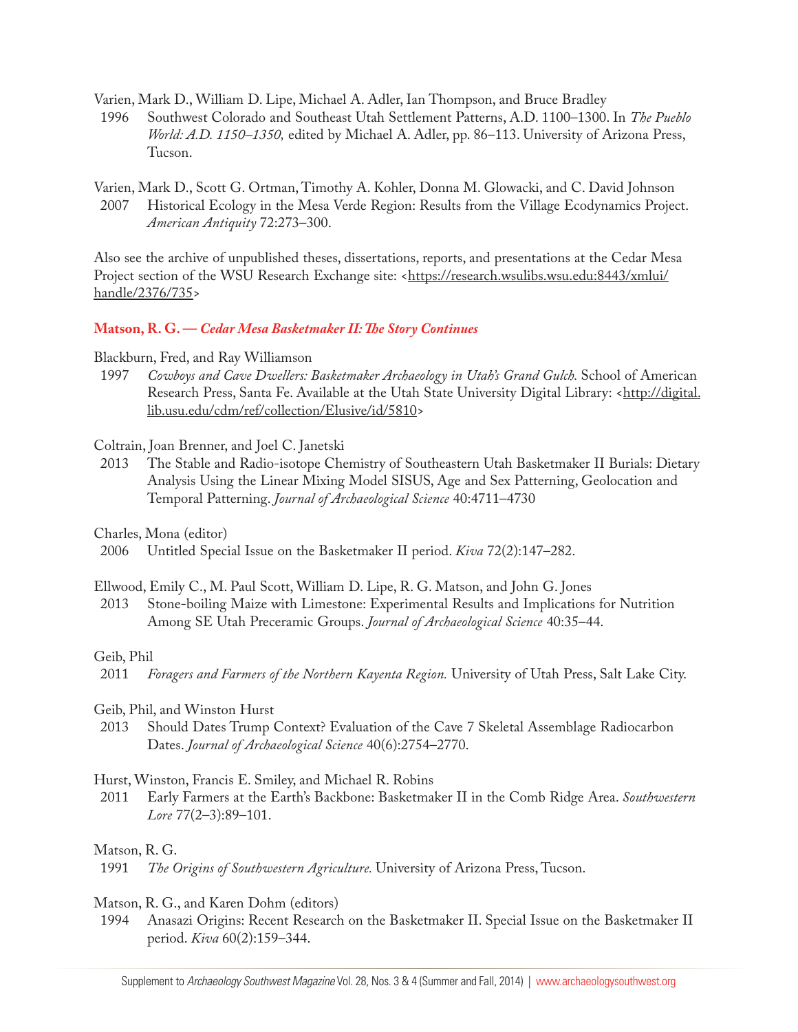Varien, Mark D., William D. Lipe, Michael A. Adler, Ian Thompson, and Bruce Bradley
1996 Southwest Colorado and Southeast Utah Settlement Patterns, A.D. 1100–1300. In *The Pueblo World: A.D. 1150–1350,* edited by Michael A. Adler, pp. 86–113. University of Arizona Press, Tucson.

Varien, Mark D., Scott G. Ortman, Timothy A. Kohler, Donna M. Glowacki, and C. David Johnson
2007 Historical Ecology in the Mesa Verde Region: Results from the Village Ecodynamics Project. *American Antiquity* 72:273–300.

Also see the archive of unpublished theses, dissertations, reports, and presentations at the Cedar Mesa Project section of the WSU Research Exchange site: <https://research.wsulibs.wsu.edu:8443/xmlui/handle/2376/735>

## Matson, R. G. — *Cedar Mesa Basketmaker II: The Story Continues*

Blackburn, Fred, and Ray Williamson
1997 *Cowboys and Cave Dwellers: Basketmaker Archaeology in Utah's Grand Gulch.* School of American Research Press, Santa Fe. Available at the Utah State University Digital Library: <http://digital.lib.usu.edu/cdm/ref/collection/Elusive/id/5810>

Coltrain, Joan Brenner, and Joel C. Janetski
2013 The Stable and Radio-isotope Chemistry of Southeastern Utah Basketmaker II Burials: Dietary Analysis Using the Linear Mixing Model SISUS, Age and Sex Patterning, Geolocation and Temporal Patterning. *Journal of Archaeological Science* 40:4711–4730

Charles, Mona (editor)
2006 Untitled Special Issue on the Basketmaker II period. *Kiva* 72(2):147–282.

Ellwood, Emily C., M. Paul Scott, William D. Lipe, R. G. Matson, and John G. Jones
2013 Stone-boiling Maize with Limestone: Experimental Results and Implications for Nutrition Among SE Utah Preceramic Groups. *Journal of Archaeological Science* 40:35–44.

Geib, Phil
2011 *Foragers and Farmers of the Northern Kayenta Region.* University of Utah Press, Salt Lake City.

Geib, Phil, and Winston Hurst
2013 Should Dates Trump Context? Evaluation of the Cave 7 Skeletal Assemblage Radiocarbon Dates. *Journal of Archaeological Science* 40(6):2754–2770.

Hurst, Winston, Francis E. Smiley, and Michael R. Robins
2011 Early Farmers at the Earth's Backbone: Basketmaker II in the Comb Ridge Area. *Southwestern Lore* 77(2–3):89–101.

Matson, R. G.
1991 *The Origins of Southwestern Agriculture.* University of Arizona Press, Tucson.

Matson, R. G., and Karen Dohm (editors)
1994 Anasazi Origins: Recent Research on the Basketmaker II. Special Issue on the Basketmaker II period. *Kiva* 60(2):159–344.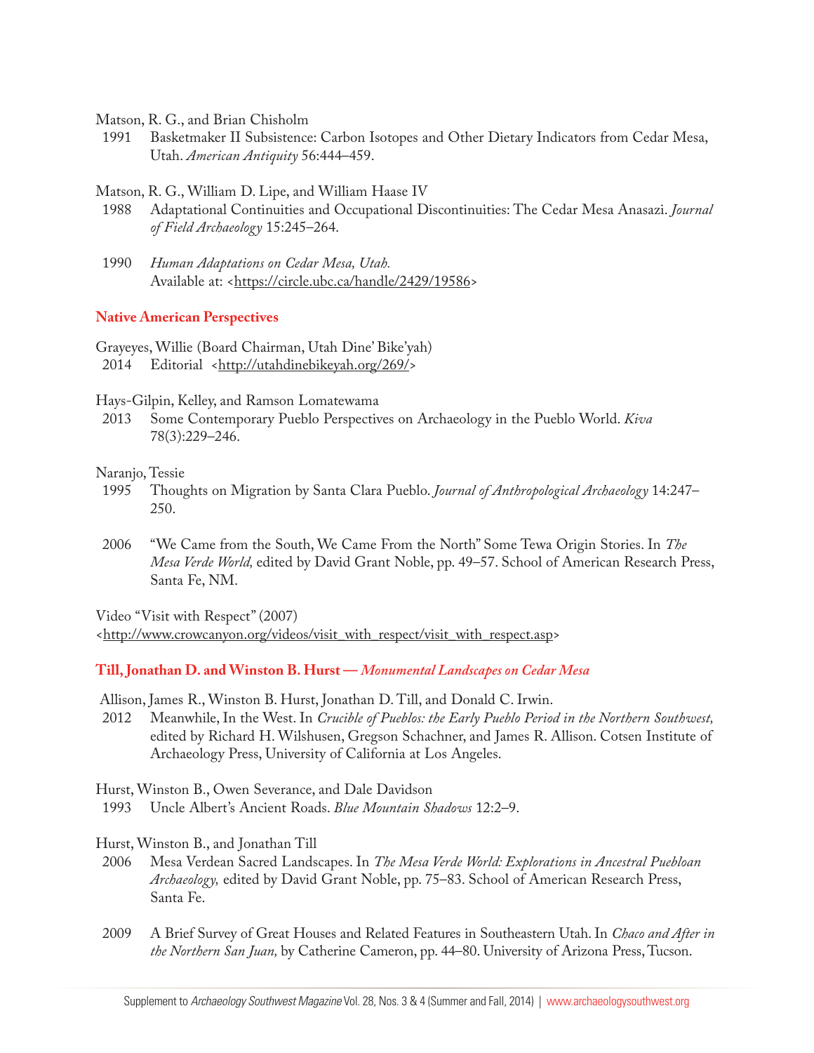Matson, R. G., and Brian Chisholm

1991 Basketmaker II Subsistence: Carbon Isotopes and Other Dietary Indicators from Cedar Mesa, Utah. *American Antiquity* 56:444–459.

Matson, R. G., William D. Lipe, and William Haase IV

1988 Adaptational Continuities and Occupational Discontinuities: The Cedar Mesa Anasazi. *Journal of Field Archaeology* 15:245–264.

1990 *Human Adaptations on Cedar Mesa, Utah.* Available at: <https://circle.ubc.ca/handle/2429/19586>

## Native American Perspectives

Grayeyes, Willie (Board Chairman, Utah Dine' Bike'yah)

2014 Editorial <http://utahdinebikeyah.org/269/>

Hays-Gilpin, Kelley, and Ramson Lomatewama

2013 Some Contemporary Pueblo Perspectives on Archaeology in the Pueblo World. *Kiva* 78(3):229–246.

Naranjo, Tessie

1995 Thoughts on Migration by Santa Clara Pueblo. *Journal of Anthropological Archaeology* 14:247–250.

2006 "We Came from the South, We Came From the North" Some Tewa Origin Stories. In *The Mesa Verde World,* edited by David Grant Noble, pp. 49–57. School of American Research Press, Santa Fe, NM.

Video "Visit with Respect" (2007) <http://www.crowcanyon.org/videos/visit_with_respect/visit_with_respect.asp>

## Till, Jonathan D. and Winston B. Hurst — *Monumental Landscapes on Cedar Mesa*

Allison, James R., Winston B. Hurst, Jonathan D. Till, and Donald C. Irwin.

2012 Meanwhile, In the West. In *Crucible of Pueblos: the Early Pueblo Period in the Northern Southwest,* edited by Richard H. Wilshusen, Gregson Schachner, and James R. Allison. Cotsen Institute of Archaeology Press, University of California at Los Angeles.

Hurst, Winston B., Owen Severance, and Dale Davidson

1993 Uncle Albert's Ancient Roads. *Blue Mountain Shadows* 12:2–9.

Hurst, Winston B., and Jonathan Till

2006 Mesa Verdean Sacred Landscapes. In *The Mesa Verde World: Explorations in Ancestral Puebloan Archaeology,* edited by David Grant Noble, pp. 75–83. School of American Research Press, Santa Fe.

2009 A Brief Survey of Great Houses and Related Features in Southeastern Utah. In *Chaco and After in the Northern San Juan,* by Catherine Cameron, pp. 44–80. University of Arizona Press, Tucson.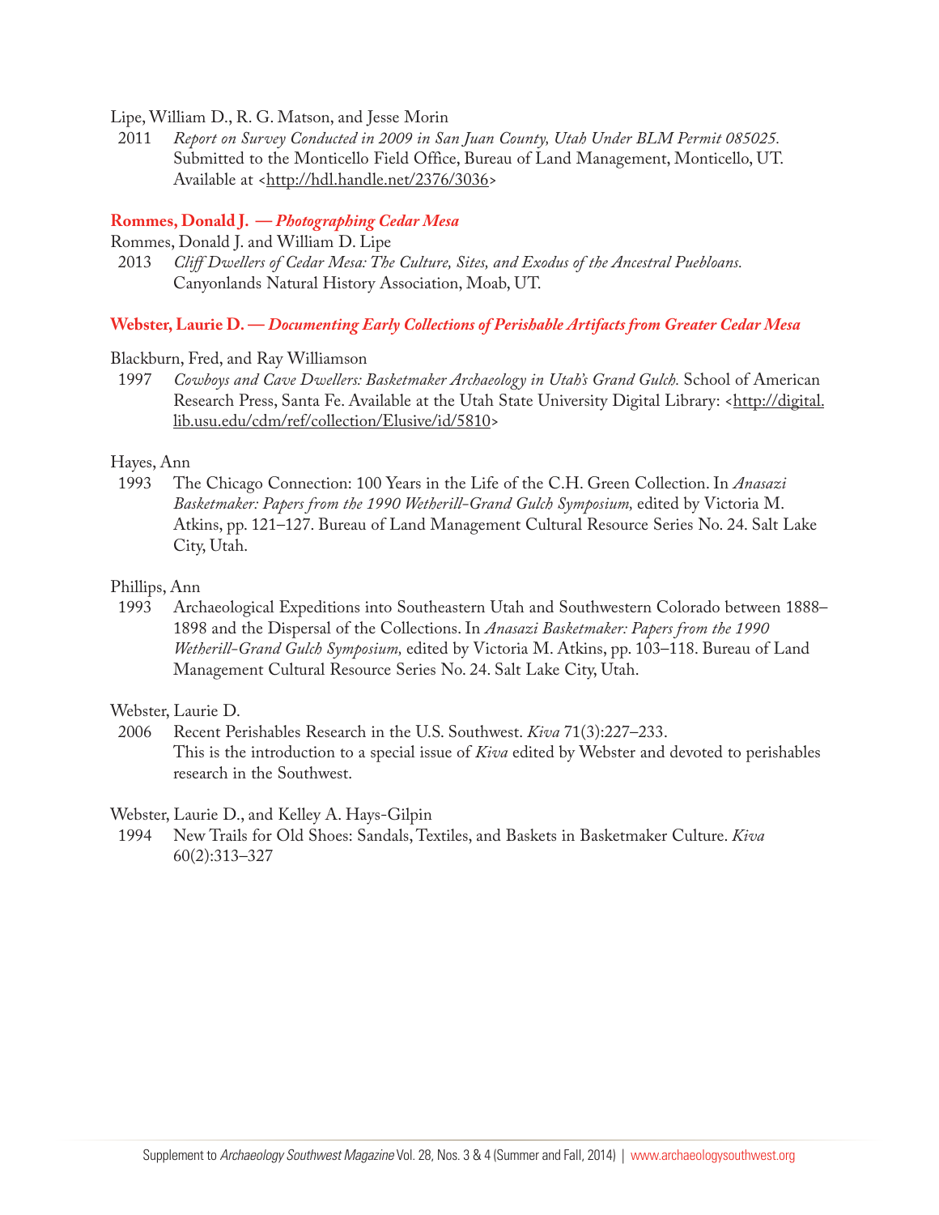Lipe, William D., R. G. Matson, and Jesse Morin

2011 *Report on Survey Conducted in 2009 in San Juan County, Utah Under BLM Permit 085025.* Submitted to the Monticello Field Office, Bureau of Land Management, Monticello, UT. Available at <http://hdl.handle.net/2376/3036>

### Rommes, Donald J. — *Photographing Cedar Mesa*

Rommes, Donald J. and William D. Lipe

2013 *Cliff Dwellers of Cedar Mesa: The Culture, Sites, and Exodus of the Ancestral Puebloans.* Canyonlands Natural History Association, Moab, UT.

### Webster, Laurie D. — *Documenting Early Collections of Perishable Artifacts from Greater Cedar Mesa*

Blackburn, Fred, and Ray Williamson

1997 *Cowboys and Cave Dwellers: Basketmaker Archaeology in Utah's Grand Gulch.* School of American Research Press, Santa Fe. Available at the Utah State University Digital Library: <http://digital.lib.usu.edu/cdm/ref/collection/Elusive/id/5810>

Hayes, Ann

1993 The Chicago Connection: 100 Years in the Life of the C.H. Green Collection. In *Anasazi Basketmaker: Papers from the 1990 Wetherill-Grand Gulch Symposium,* edited by Victoria M. Atkins, pp. 121–127. Bureau of Land Management Cultural Resource Series No. 24. Salt Lake City, Utah.

Phillips, Ann

1993 Archaeological Expeditions into Southeastern Utah and Southwestern Colorado between 1888–1898 and the Dispersal of the Collections. In *Anasazi Basketmaker: Papers from the 1990 Wetherill-Grand Gulch Symposium,* edited by Victoria M. Atkins, pp. 103–118. Bureau of Land Management Cultural Resource Series No. 24. Salt Lake City, Utah.

Webster, Laurie D.

2006 Recent Perishables Research in the U.S. Southwest. *Kiva* 71(3):227–233. This is the introduction to a special issue of *Kiva* edited by Webster and devoted to perishables research in the Southwest.

Webster, Laurie D., and Kelley A. Hays-Gilpin

1994 New Trails for Old Shoes: Sandals, Textiles, and Baskets in Basketmaker Culture. *Kiva* 60(2):313–327